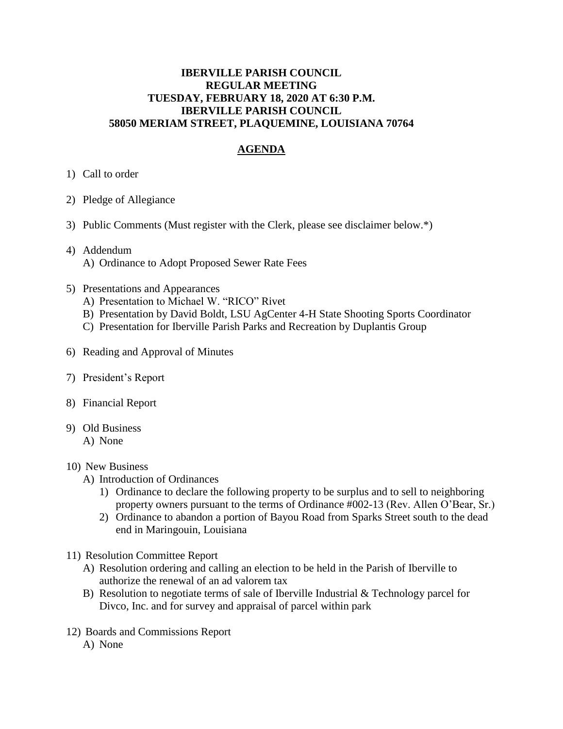**IBERVILLE PARISH COUNCIL**
**REGULAR MEETING**
**TUESDAY, FEBRUARY 18, 2020 AT 6:30 P.M.**
**IBERVILLE PARISH COUNCIL**
**58050 MERIAM STREET, PLAQUEMINE, LOUISIANA 70764**

## AGENDA

1) Call to order

2) Pledge of Allegiance

3) Public Comments (Must register with the Clerk, please see disclaimer below.*)

4) Addendum
   A) Ordinance to Adopt Proposed Sewer Rate Fees

5) Presentations and Appearances
   A) Presentation to Michael W. "RICO" Rivet
   B) Presentation by David Boldt, LSU AgCenter 4-H State Shooting Sports Coordinator
   C) Presentation for Iberville Parish Parks and Recreation by Duplantis Group

6) Reading and Approval of Minutes

7) President's Report

8) Financial Report

9) Old Business
   A) None

10) New Business
   A) Introduction of Ordinances
      1) Ordinance to declare the following property to be surplus and to sell to neighboring property owners pursuant to the terms of Ordinance #002-13 (Rev. Allen O'Bear, Sr.)
      2) Ordinance to abandon a portion of Bayou Road from Sparks Street south to the dead end in Maringouin, Louisiana

11) Resolution Committee Report
   A) Resolution ordering and calling an election to be held in the Parish of Iberville to authorize the renewal of an ad valorem tax
   B) Resolution to negotiate terms of sale of Iberville Industrial & Technology parcel for Divco, Inc. and for survey and appraisal of parcel within park

12) Boards and Commissions Report
   A) None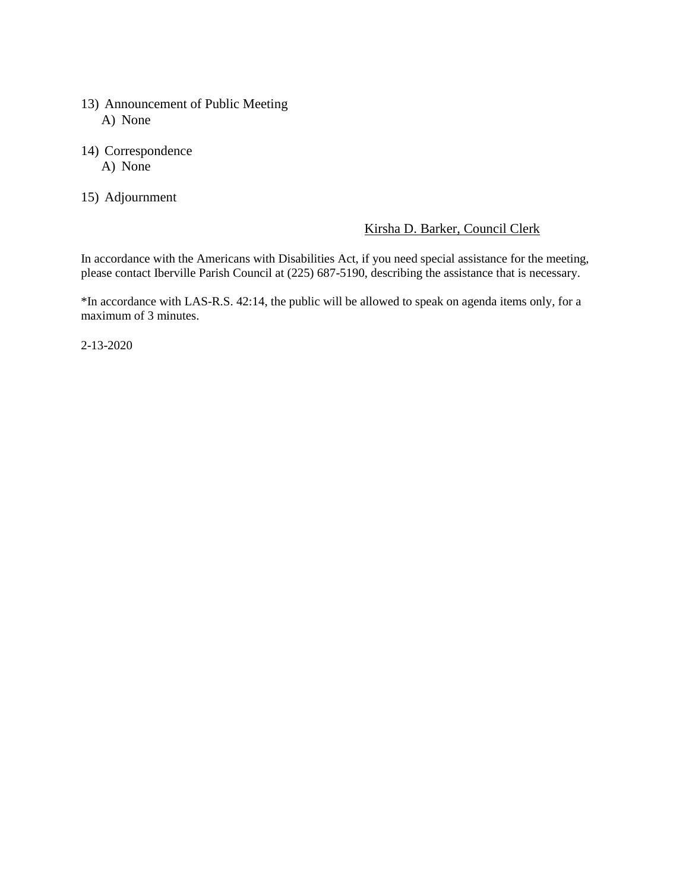13) Announcement of Public Meeting
    A) None

14) Correspondence
    A) None

15) Adjournment

<u>Kirsha D. Barker, Council Clerk</u>

In accordance with the Americans with Disabilities Act, if you need special assistance for the meeting, please contact Iberville Parish Council at (225) 687-5190, describing the assistance that is necessary.

*In accordance with LAS-R.S. 42:14, the public will be allowed to speak on agenda items only, for a maximum of 3 minutes.

2-13-2020